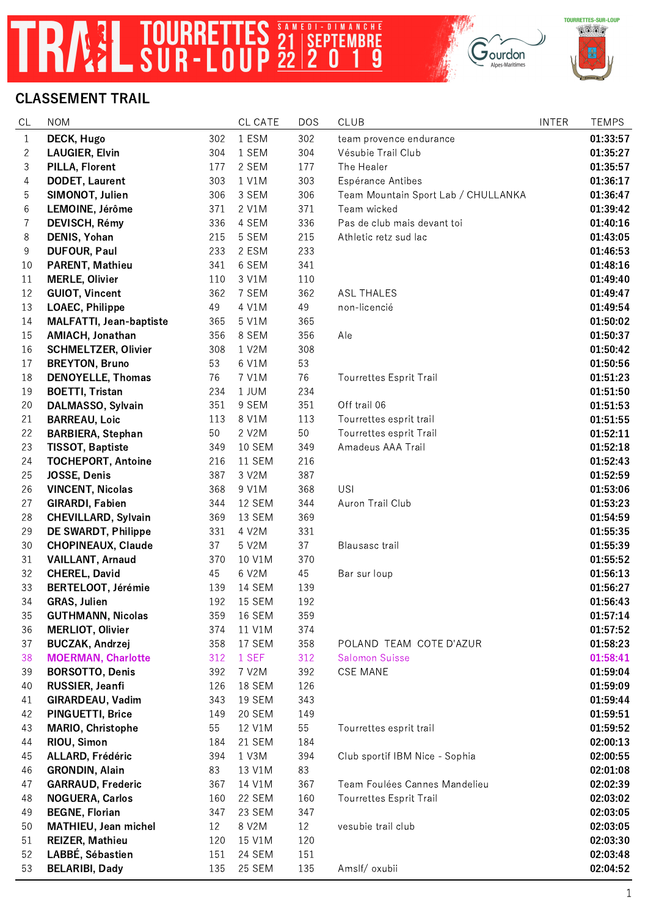# TRAIL TOURRETTES SUR-LOUP

SAMEDI-DIMANCHE 21 22 SEPTEMBRE 2019

Gourdon Alpes-Maritimes

TOURRETTES-SUR-LOUP

## CLASSEMENT TRAIL

| CL | NOM | | CL CATE | DOS | CLUB | INTER | TEMPS |
|---|---|---|---|---|---|---|---|
| 1 | **DECK, Hugo** | 302 | 1 ESM | 302 | team provence endurance | | **01:33:57** |
| 2 | **LAUGIER, Elvin** | 304 | 1 SEM | 304 | Vésubie Trail Club | | **01:35:27** |
| 3 | **PILLA, Florent** | 177 | 2 SEM | 177 | The Healer | | **01:35:57** |
| 4 | **DODET, Laurent** | 303 | 1 V1M | 303 | Espérance Antibes | | **01:36:17** |
| 5 | **SIMONOT, Julien** | 306 | 3 SEM | 306 | Team Mountain Sport Lab / CHULLANKA | | **01:36:47** |
| 6 | **LEMOINE, Jérôme** | 371 | 2 V1M | 371 | Team wicked | | **01:39:42** |
| 7 | **DEVISCH, Rémy** | 336 | 4 SEM | 336 | Pas de club mais devant toi | | **01:40:16** |
| 8 | **DENIS, Yohan** | 215 | 5 SEM | 215 | Athletic retz sud lac | | **01:43:05** |
| 9 | **DUFOUR, Paul** | 233 | 2 ESM | 233 | | | **01:46:53** |
| 10 | **PARENT, Mathieu** | 341 | 6 SEM | 341 | | | **01:48:16** |
| 11 | **MERLE, Olivier** | 110 | 3 V1M | 110 | | | **01:49:40** |
| 12 | **GUIOT, Vincent** | 362 | 7 SEM | 362 | ASL THALES | | **01:49:47** |
| 13 | **LOAEC, Philippe** | 49 | 4 V1M | 49 | non-licencié | | **01:49:54** |
| 14 | **MALFATTI, Jean-baptiste** | 365 | 5 V1M | 365 | | | **01:50:02** |
| 15 | **AMIACH, Jonathan** | 356 | 8 SEM | 356 | Ale | | **01:50:37** |
| 16 | **SCHMELTZER, Olivier** | 308 | 1 V2M | 308 | | | **01:50:42** |
| 17 | **BREYTON, Bruno** | 53 | 6 V1M | 53 | | | **01:50:56** |
| 18 | **DENOYELLE, Thomas** | 76 | 7 V1M | 76 | Tourrettes Esprit Trail | | **01:51:23** |
| 19 | **BOETTI, Tristan** | 234 | 1 JUM | 234 | | | **01:51:50** |
| 20 | **DALMASSO, Sylvain** | 351 | 9 SEM | 351 | Off trail 06 | | **01:51:53** |
| 21 | **BARREAU, Loic** | 113 | 8 V1M | 113 | Tourrettes esprit trail | | **01:51:55** |
| 22 | **BARBIERA, Stephan** | 50 | 2 V2M | 50 | Tourrettes esprit Trail | | **01:52:11** |
| 23 | **TISSOT, Baptiste** | 349 | 10 SEM | 349 | Amadeus AAA Trail | | **01:52:18** |
| 24 | **TOCHEPORT, Antoine** | 216 | 11 SEM | 216 | | | **01:52:43** |
| 25 | **JOSSE, Denis** | 387 | 3 V2M | 387 | | | **01:52:59** |
| 26 | **VINCENT, Nicolas** | 368 | 9 V1M | 368 | USI | | **01:53:06** |
| 27 | **GIRARDI, Fabien** | 344 | 12 SEM | 344 | Auron Trail Club | | **01:53:23** |
| 28 | **CHEVILLARD, Sylvain** | 369 | 13 SEM | 369 | | | **01:54:59** |
| 29 | **DE SWARDT, Philippe** | 331 | 4 V2M | 331 | | | **01:55:35** |
| 30 | **CHOPINEAUX, Claude** | 37 | 5 V2M | 37 | Blausasc trail | | **01:55:39** |
| 31 | **VAILLANT, Arnaud** | 370 | 10 V1M | 370 | | | **01:55:52** |
| 32 | **CHEREL, David** | 45 | 6 V2M | 45 | Bar sur loup | | **01:56:13** |
| 33 | **BERTELOOT, Jérémie** | 139 | 14 SEM | 139 | | | **01:56:27** |
| 34 | **GRAS, Julien** | 192 | 15 SEM | 192 | | | **01:56:43** |
| 35 | **GUTHMANN, Nicolas** | 359 | 16 SEM | 359 | | | **01:57:14** |
| 36 | **MERLIOT, Olivier** | 374 | 11 V1M | 374 | | | **01:57:52** |
| 37 | **BUCZAK, Andrzej** | 358 | 17 SEM | 358 | POLAND TEAM COTE D'AZUR | | **01:58:23** |
| 38 | **MOERMAN, Charlotte** | 312 | 1 SEF | 312 | Salomon Suisse | | **01:58:41** |
| 39 | **BORSOTTO, Denis** | 392 | 7 V2M | 392 | CSE MANE | | **01:59:04** |
| 40 | **RUSSIER, Jeanfi** | 126 | 18 SEM | 126 | | | **01:59:09** |
| 41 | **GIRARDEAU, Vadim** | 343 | 19 SEM | 343 | | | **01:59:44** |
| 42 | **PINGUETTI, Brice** | 149 | 20 SEM | 149 | | | **01:59:51** |
| 43 | **MARIO, Christophe** | 55 | 12 V1M | 55 | Tourrettes esprit trail | | **01:59:52** |
| 44 | **RIOU, Simon** | 184 | 21 SEM | 184 | | | **02:00:13** |
| 45 | **ALLARD, Frédéric** | 394 | 1 V3M | 394 | Club sportif IBM Nice - Sophia | | **02:00:55** |
| 46 | **GRONDIN, Alain** | 83 | 13 V1M | 83 | | | **02:01:08** |
| 47 | **GARRAUD, Frederic** | 367 | 14 V1M | 367 | Team Foulées Cannes Mandelieu | | **02:02:39** |
| 48 | **NOGUERA, Carlos** | 160 | 22 SEM | 160 | Tourrettes Esprit Trail | | **02:03:02** |
| 49 | **BEGNE, Florian** | 347 | 23 SEM | 347 | | | **02:03:05** |
| 50 | **MATHIEU, Jean michel** | 12 | 8 V2M | 12 | vesubie trail club | | **02:03:05** |
| 51 | **REIZER, Mathieu** | 120 | 15 V1M | 120 | | | **02:03:30** |
| 52 | **LABBÉ, Sébastien** | 151 | 24 SEM | 151 | | | **02:03:48** |
| 53 | **BELARIBI, Dady** | 135 | 25 SEM | 135 | Amslf/ oxubii | | **02:04:52** |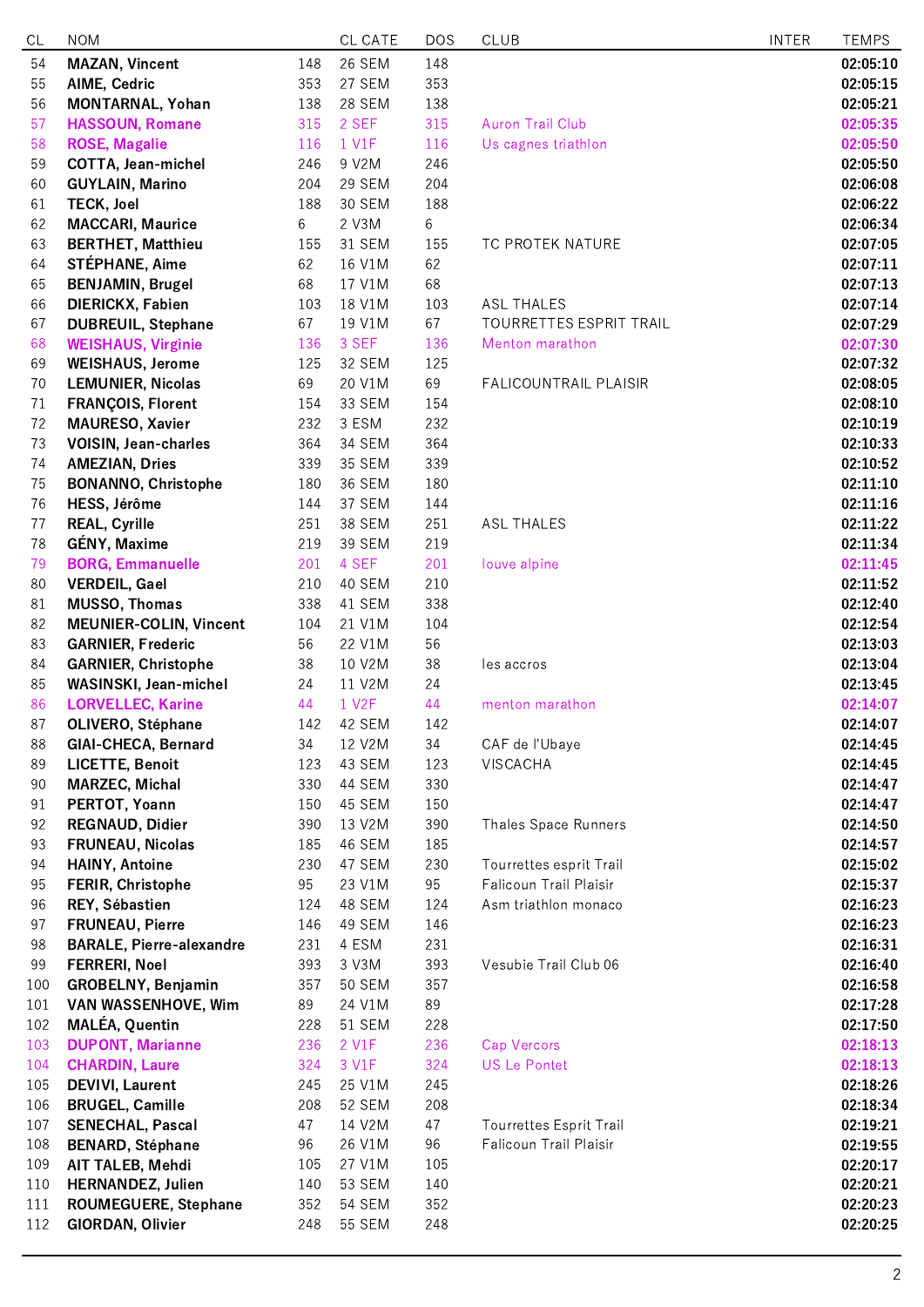| CL | NOM | | CL CATE | DOS | CLUB | INTER | TEMPS |
|---|---|---|---|---|---|---|---|
| 54 | **MAZAN, Vincent** | 148 | 26 SEM | 148 | | | **02:05:10** |
| 55 | **AIME, Cedric** | 353 | 27 SEM | 353 | | | **02:05:15** |
| 56 | **MONTARNAL, Yohan** | 138 | 28 SEM | 138 | | | **02:05:21** |
| 57 | **HASSOUN, Romane** | 315 | 2 SEF | 315 | Auron Trail Club | | **02:05:35** |
| 58 | **ROSE, Magalie** | 116 | 1 V1F | 116 | Us cagnes triathlon | | **02:05:50** |
| 59 | **COTTA, Jean-michel** | 246 | 9 V2M | 246 | | | **02:05:50** |
| 60 | **GUYLAIN, Marino** | 204 | 29 SEM | 204 | | | **02:06:08** |
| 61 | **TECK, Joel** | 188 | 30 SEM | 188 | | | **02:06:22** |
| 62 | **MACCARI, Maurice** | 6 | 2 V3M | 6 | | | **02:06:34** |
| 63 | **BERTHET, Matthieu** | 155 | 31 SEM | 155 | TC PROTEK NATURE | | **02:07:05** |
| 64 | **STÉPHANE, Aime** | 62 | 16 V1M | 62 | | | **02:07:11** |
| 65 | **BENJAMIN, Brugel** | 68 | 17 V1M | 68 | | | **02:07:13** |
| 66 | **DIERICKX, Fabien** | 103 | 18 V1M | 103 | ASL THALES | | **02:07:14** |
| 67 | **DUBREUIL, Stephane** | 67 | 19 V1M | 67 | TOURRETTES ESPRIT TRAIL | | **02:07:29** |
| 68 | **WEISHAUS, Virginie** | 136 | 3 SEF | 136 | Menton marathon | | **02:07:30** |
| 69 | **WEISHAUS, Jerome** | 125 | 32 SEM | 125 | | | **02:07:32** |
| 70 | **LEMUNIER, Nicolas** | 69 | 20 V1M | 69 | FALICOUNTRAIL PLAISIR | | **02:08:05** |
| 71 | **FRANÇOIS, Florent** | 154 | 33 SEM | 154 | | | **02:08:10** |
| 72 | **MAURESO, Xavier** | 232 | 3 ESM | 232 | | | **02:10:19** |
| 73 | **VOISIN, Jean-charles** | 364 | 34 SEM | 364 | | | **02:10:33** |
| 74 | **AMEZIAN, Dries** | 339 | 35 SEM | 339 | | | **02:10:52** |
| 75 | **BONANNO, Christophe** | 180 | 36 SEM | 180 | | | **02:11:10** |
| 76 | **HESS, Jérôme** | 144 | 37 SEM | 144 | | | **02:11:16** |
| 77 | **REAL, Cyrille** | 251 | 38 SEM | 251 | ASL THALES | | **02:11:22** |
| 78 | **GÉNY, Maxime** | 219 | 39 SEM | 219 | | | **02:11:34** |
| 79 | **BORG, Emmanuelle** | 201 | 4 SEF | 201 | louve alpine | | **02:11:45** |
| 80 | **VERDEIL, Gael** | 210 | 40 SEM | 210 | | | **02:11:52** |
| 81 | **MUSSO, Thomas** | 338 | 41 SEM | 338 | | | **02:12:40** |
| 82 | **MEUNIER-COLIN, Vincent** | 104 | 21 V1M | 104 | | | **02:12:54** |
| 83 | **GARNIER, Frederic** | 56 | 22 V1M | 56 | | | **02:13:03** |
| 84 | **GARNIER, Christophe** | 38 | 10 V2M | 38 | les accros | | **02:13:04** |
| 85 | **WASINSKI, Jean-michel** | 24 | 11 V2M | 24 | | | **02:13:45** |
| 86 | **LORVELLEC, Karine** | 44 | 1 V2F | 44 | menton marathon | | **02:14:07** |
| 87 | **OLIVERO, Stéphane** | 142 | 42 SEM | 142 | | | **02:14:07** |
| 88 | **GIAI-CHECA, Bernard** | 34 | 12 V2M | 34 | CAF de l'Ubaye | | **02:14:45** |
| 89 | **LICETTE, Benoit** | 123 | 43 SEM | 123 | VISCACHA | | **02:14:45** |
| 90 | **MARZEC, Michal** | 330 | 44 SEM | 330 | | | **02:14:47** |
| 91 | **PERTOT, Yoann** | 150 | 45 SEM | 150 | | | **02:14:47** |
| 92 | **REGNAUD, Didier** | 390 | 13 V2M | 390 | Thales Space Runners | | **02:14:50** |
| 93 | **FRUNEAU, Nicolas** | 185 | 46 SEM | 185 | | | **02:14:57** |
| 94 | **HAINY, Antoine** | 230 | 47 SEM | 230 | Tourrettes esprit Trail | | **02:15:02** |
| 95 | **FERIR, Christophe** | 95 | 23 V1M | 95 | Falicoun Trail Plaisir | | **02:15:37** |
| 96 | **REY, Sébastien** | 124 | 48 SEM | 124 | Asm triathlon monaco | | **02:16:23** |
| 97 | **FRUNEAU, Pierre** | 146 | 49 SEM | 146 | | | **02:16:23** |
| 98 | **BARALE, Pierre-alexandre** | 231 | 4 ESM | 231 | | | **02:16:31** |
| 99 | **FERRERI, Noel** | 393 | 3 V3M | 393 | Vesubie Trail Club 06 | | **02:16:40** |
| 100 | **GROBELNY, Benjamin** | 357 | 50 SEM | 357 | | | **02:16:58** |
| 101 | **VAN WASSENHOVE, Wim** | 89 | 24 V1M | 89 | | | **02:17:28** |
| 102 | **MALÉA, Quentin** | 228 | 51 SEM | 228 | | | **02:17:50** |
| 103 | **DUPONT, Marianne** | 236 | 2 V1F | 236 | Cap Vercors | | **02:18:13** |
| 104 | **CHARDIN, Laure** | 324 | 3 V1F | 324 | US Le Pontet | | **02:18:13** |
| 105 | **DEVIVI, Laurent** | 245 | 25 V1M | 245 | | | **02:18:26** |
| 106 | **BRUGEL, Camille** | 208 | 52 SEM | 208 | | | **02:18:34** |
| 107 | **SENECHAL, Pascal** | 47 | 14 V2M | 47 | Tourrettes Esprit Trail | | **02:19:21** |
| 108 | **BENARD, Stéphane** | 96 | 26 V1M | 96 | Falicoun Trail Plaisir | | **02:19:55** |
| 109 | **AIT TALEB, Mehdi** | 105 | 27 V1M | 105 | | | **02:20:17** |
| 110 | **HERNANDEZ, Julien** | 140 | 53 SEM | 140 | | | **02:20:21** |
| 111 | **ROUMEGUERE, Stephane** | 352 | 54 SEM | 352 | | | **02:20:23** |
| 112 | **GIORDAN, Olivier** | 248 | 55 SEM | 248 | | | **02:20:25** |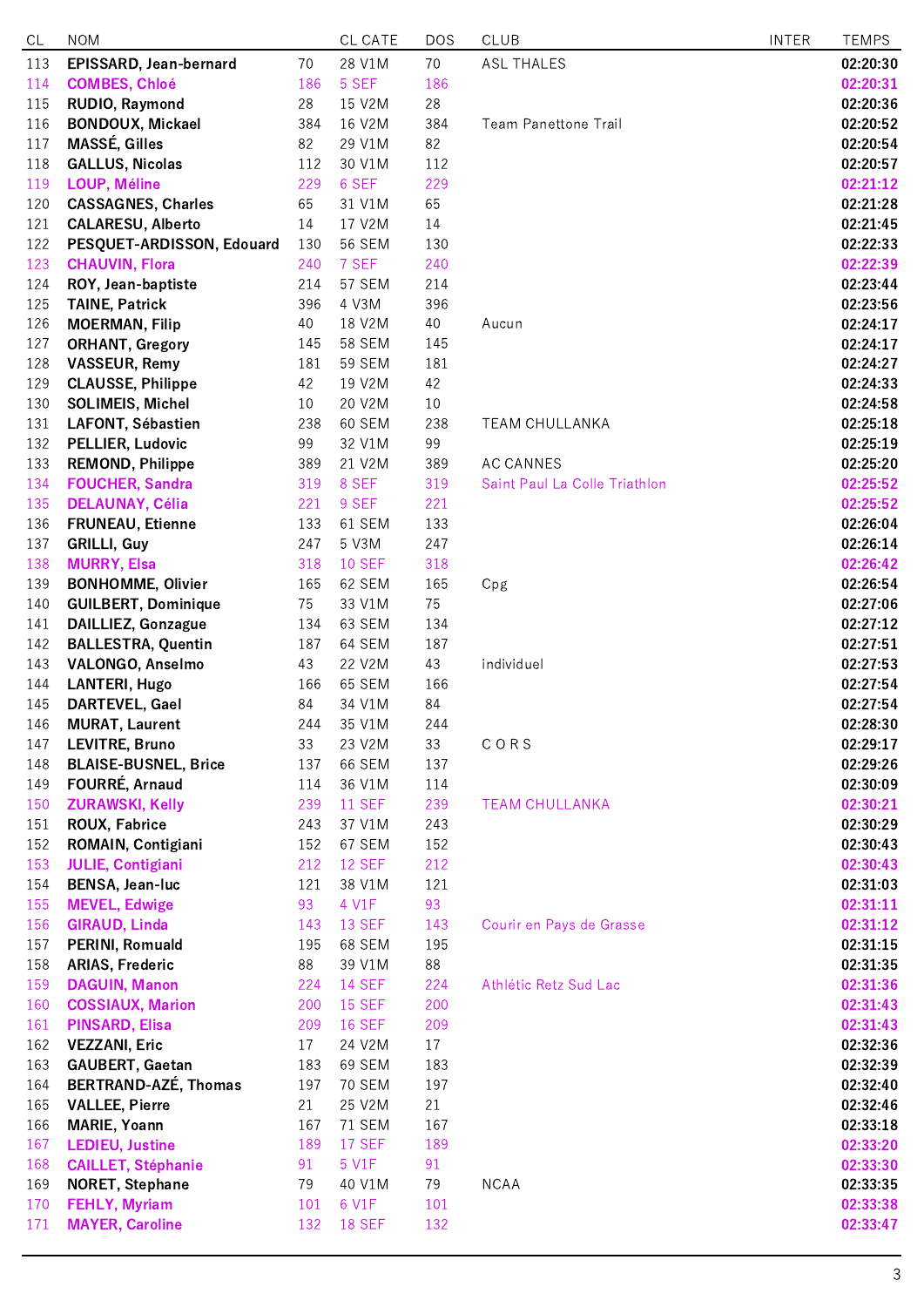| CL | NOM | | CL CATE | DOS | CLUB | INTER | TEMPS |
|---|---|---|---|---|---|---|---|
| 113 | **EPISSARD, Jean-bernard** | 70 | 28 V1M | 70 | ASL THALES | | **02:20:30** |
| 114 | **COMBES, Chloé** | 186 | 5 SEF | 186 | | | **02:20:31** |
| 115 | **RUDIO, Raymond** | 28 | 15 V2M | 28 | | | **02:20:36** |
| 116 | **BONDOUX, Mickael** | 384 | 16 V2M | 384 | Team Panettone Trail | | **02:20:52** |
| 117 | **MASSÉ, Gilles** | 82 | 29 V1M | 82 | | | **02:20:54** |
| 118 | **GALLUS, Nicolas** | 112 | 30 V1M | 112 | | | **02:20:57** |
| 119 | **LOUP, Méline** | 229 | 6 SEF | 229 | | | **02:21:12** |
| 120 | **CASSAGNES, Charles** | 65 | 31 V1M | 65 | | | **02:21:28** |
| 121 | **CALARESU, Alberto** | 14 | 17 V2M | 14 | | | **02:21:45** |
| 122 | **PESQUET-ARDISSON, Edouard** | 130 | 56 SEM | 130 | | | **02:22:33** |
| 123 | **CHAUVIN, Flora** | 240 | 7 SEF | 240 | | | **02:22:39** |
| 124 | **ROY, Jean-baptiste** | 214 | 57 SEM | 214 | | | **02:23:44** |
| 125 | **TAINE, Patrick** | 396 | 4 V3M | 396 | | | **02:23:56** |
| 126 | **MOERMAN, Filip** | 40 | 18 V2M | 40 | Aucun | | **02:24:17** |
| 127 | **ORHANT, Gregory** | 145 | 58 SEM | 145 | | | **02:24:17** |
| 128 | **VASSEUR, Remy** | 181 | 59 SEM | 181 | | | **02:24:27** |
| 129 | **CLAUSSE, Philippe** | 42 | 19 V2M | 42 | | | **02:24:33** |
| 130 | **SOLIMEIS, Michel** | 10 | 20 V2M | 10 | | | **02:24:58** |
| 131 | **LAFONT, Sébastien** | 238 | 60 SEM | 238 | TEAM CHULLANKA | | **02:25:18** |
| 132 | **PELLIER, Ludovic** | 99 | 32 V1M | 99 | | | **02:25:19** |
| 133 | **REMOND, Philippe** | 389 | 21 V2M | 389 | AC CANNES | | **02:25:20** |
| 134 | **FOUCHER, Sandra** | 319 | 8 SEF | 319 | Saint Paul La Colle Triathlon | | **02:25:52** |
| 135 | **DELAUNAY, Célia** | 221 | 9 SEF | 221 | | | **02:25:52** |
| 136 | **FRUNEAU, Etienne** | 133 | 61 SEM | 133 | | | **02:26:04** |
| 137 | **GRILLI, Guy** | 247 | 5 V3M | 247 | | | **02:26:14** |
| 138 | **MURRY, Elsa** | 318 | 10 SEF | 318 | | | **02:26:42** |
| 139 | **BONHOMME, Olivier** | 165 | 62 SEM | 165 | Cpg | | **02:26:54** |
| 140 | **GUILBERT, Dominique** | 75 | 33 V1M | 75 | | | **02:27:06** |
| 141 | **DAILLIEZ, Gonzague** | 134 | 63 SEM | 134 | | | **02:27:12** |
| 142 | **BALLESTRA, Quentin** | 187 | 64 SEM | 187 | | | **02:27:51** |
| 143 | **VALONGO, Anselmo** | 43 | 22 V2M | 43 | individuel | | **02:27:53** |
| 144 | **LANTERI, Hugo** | 166 | 65 SEM | 166 | | | **02:27:54** |
| 145 | **DARTEVEL, Gael** | 84 | 34 V1M | 84 | | | **02:27:54** |
| 146 | **MURAT, Laurent** | 244 | 35 V1M | 244 | | | **02:28:30** |
| 147 | **LEVITRE, Bruno** | 33 | 23 V2M | 33 | C O R S | | **02:29:17** |
| 148 | **BLAISE-BUSNEL, Brice** | 137 | 66 SEM | 137 | | | **02:29:26** |
| 149 | **FOURRÉ, Arnaud** | 114 | 36 V1M | 114 | | | **02:30:09** |
| 150 | **ZURAWSKI, Kelly** | 239 | 11 SEF | 239 | TEAM CHULLANKA | | **02:30:21** |
| 151 | **ROUX, Fabrice** | 243 | 37 V1M | 243 | | | **02:30:29** |
| 152 | **ROMAIN, Contigiani** | 152 | 67 SEM | 152 | | | **02:30:43** |
| 153 | **JULIE, Contigiani** | 212 | 12 SEF | 212 | | | **02:30:43** |
| 154 | **BENSA, Jean-luc** | 121 | 38 V1M | 121 | | | **02:31:03** |
| 155 | **MEVEL, Edwige** | 93 | 4 V1F | 93 | | | **02:31:11** |
| 156 | **GIRAUD, Linda** | 143 | 13 SEF | 143 | Courir en Pays de Grasse | | **02:31:12** |
| 157 | **PERINI, Romuald** | 195 | 68 SEM | 195 | | | **02:31:15** |
| 158 | **ARIAS, Frederic** | 88 | 39 V1M | 88 | | | **02:31:35** |
| 159 | **DAGUIN, Manon** | 224 | 14 SEF | 224 | Athlétic Retz Sud Lac | | **02:31:36** |
| 160 | **COSSIAUX, Marion** | 200 | 15 SEF | 200 | | | **02:31:43** |
| 161 | **PINSARD, Elisa** | 209 | 16 SEF | 209 | | | **02:31:43** |
| 162 | **VEZZANI, Eric** | 17 | 24 V2M | 17 | | | **02:32:36** |
| 163 | **GAUBERT, Gaetan** | 183 | 69 SEM | 183 | | | **02:32:39** |
| 164 | **BERTRAND-AZÉ, Thomas** | 197 | 70 SEM | 197 | | | **02:32:40** |
| 165 | **VALLEE, Pierre** | 21 | 25 V2M | 21 | | | **02:32:46** |
| 166 | **MARIE, Yoann** | 167 | 71 SEM | 167 | | | **02:33:18** |
| 167 | **LEDIEU, Justine** | 189 | 17 SEF | 189 | | | **02:33:20** |
| 168 | **CAILLET, Stéphanie** | 91 | 5 V1F | 91 | | | **02:33:30** |
| 169 | **NORET, Stephane** | 79 | 40 V1M | 79 | NCAA | | **02:33:35** |
| 170 | **FEHLY, Myriam** | 101 | 6 V1F | 101 | | | **02:33:38** |
| 171 | **MAYER, Caroline** | 132 | 18 SEF | 132 | | | **02:33:47** |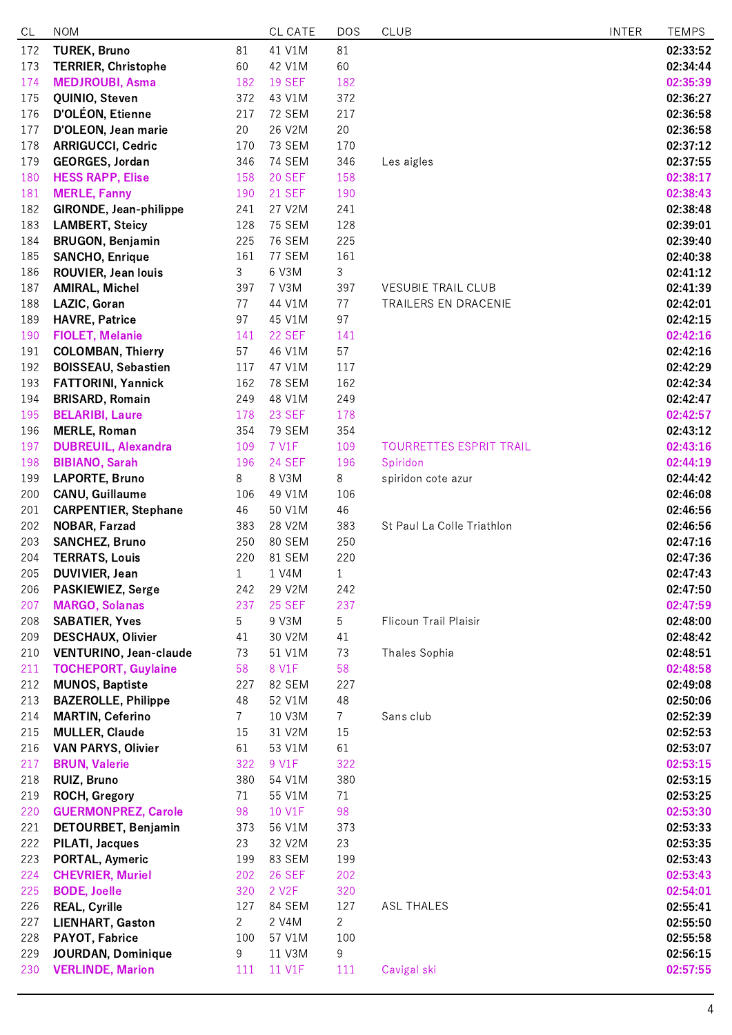| CL | NOM | | CL CATE | DOS | CLUB | INTER | TEMPS |
|---|---|---|---|---|---|---|---|
| 172 | **TUREK, Bruno** | 81 | 41 V1M | 81 | | | **02:33:52** |
| 173 | **TERRIER, Christophe** | 60 | 42 V1M | 60 | | | **02:34:44** |
| 174 | **MEDJROUBI, Asma** | 182 | 19 SEF | 182 | | | **02:35:39** |
| 175 | **QUINIO, Steven** | 372 | 43 V1M | 372 | | | **02:36:27** |
| 176 | **D'OLÉON, Etienne** | 217 | 72 SEM | 217 | | | **02:36:58** |
| 177 | **D'OLEON, Jean marie** | 20 | 26 V2M | 20 | | | **02:36:58** |
| 178 | **ARRIGUCCI, Cedric** | 170 | 73 SEM | 170 | | | **02:37:12** |
| 179 | **GEORGES, Jordan** | 346 | 74 SEM | 346 | Les aigles | | **02:37:55** |
| 180 | **HESS RAPP, Elise** | 158 | 20 SEF | 158 | | | **02:38:17** |
| 181 | **MERLE, Fanny** | 190 | 21 SEF | 190 | | | **02:38:43** |
| 182 | **GIRONDE, Jean-philippe** | 241 | 27 V2M | 241 | | | **02:38:48** |
| 183 | **LAMBERT, Steicy** | 128 | 75 SEM | 128 | | | **02:39:01** |
| 184 | **BRUGON, Benjamin** | 225 | 76 SEM | 225 | | | **02:39:40** |
| 185 | **SANCHO, Enrique** | 161 | 77 SEM | 161 | | | **02:40:38** |
| 186 | **ROUVIER, Jean louis** | 3 | 6 V3M | 3 | | | **02:41:12** |
| 187 | **AMIRAL, Michel** | 397 | 7 V3M | 397 | VESUBIE TRAIL CLUB | | **02:41:39** |
| 188 | **LAZIC, Goran** | 77 | 44 V1M | 77 | TRAILERS EN DRACENIE | | **02:42:01** |
| 189 | **HAVRE, Patrice** | 97 | 45 V1M | 97 | | | **02:42:15** |
| 190 | **FIOLET, Melanie** | 141 | 22 SEF | 141 | | | **02:42:16** |
| 191 | **COLOMBAN, Thierry** | 57 | 46 V1M | 57 | | | **02:42:16** |
| 192 | **BOISSEAU, Sebastien** | 117 | 47 V1M | 117 | | | **02:42:29** |
| 193 | **FATTORINI, Yannick** | 162 | 78 SEM | 162 | | | **02:42:34** |
| 194 | **BRISARD, Romain** | 249 | 48 V1M | 249 | | | **02:42:47** |
| 195 | **BELARIBI, Laure** | 178 | 23 SEF | 178 | | | **02:42:57** |
| 196 | **MERLE, Roman** | 354 | 79 SEM | 354 | | | **02:43:12** |
| 197 | **DUBREUIL, Alexandra** | 109 | 7 V1F | 109 | TOURRETTES ESPRIT TRAIL | | **02:43:16** |
| 198 | **BIBIANO, Sarah** | 196 | 24 SEF | 196 | Spiridon | | **02:44:19** |
| 199 | **LAPORTE, Bruno** | 8 | 8 V3M | 8 | spiridon cote azur | | **02:44:42** |
| 200 | **CANU, Guillaume** | 106 | 49 V1M | 106 | | | **02:46:08** |
| 201 | **CARPENTIER, Stephane** | 46 | 50 V1M | 46 | | | **02:46:56** |
| 202 | **NOBAR, Farzad** | 383 | 28 V2M | 383 | St Paul La Colle Triathlon | | **02:46:56** |
| 203 | **SANCHEZ, Bruno** | 250 | 80 SEM | 250 | | | **02:47:16** |
| 204 | **TERRATS, Louis** | 220 | 81 SEM | 220 | | | **02:47:36** |
| 205 | **DUVIVIER, Jean** | 1 | 1 V4M | 1 | | | **02:47:43** |
| 206 | **PASKIEWIEZ, Serge** | 242 | 29 V2M | 242 | | | **02:47:50** |
| 207 | **MARGO, Solanas** | 237 | 25 SEF | 237 | | | **02:47:59** |
| 208 | **SABATIER, Yves** | 5 | 9 V3M | 5 | Flicoun Trail Plaisir | | **02:48:00** |
| 209 | **DESCHAUX, Olivier** | 41 | 30 V2M | 41 | | | **02:48:42** |
| 210 | **VENTURINO, Jean-claude** | 73 | 51 V1M | 73 | Thales Sophia | | **02:48:51** |
| 211 | **TOCHEPORT, Guylaine** | 58 | 8 V1F | 58 | | | **02:48:58** |
| 212 | **MUNOS, Baptiste** | 227 | 82 SEM | 227 | | | **02:49:08** |
| 213 | **BAZEROLLE, Philippe** | 48 | 52 V1M | 48 | | | **02:50:06** |
| 214 | **MARTIN, Ceferino** | 7 | 10 V3M | 7 | Sans club | | **02:52:39** |
| 215 | **MULLER, Claude** | 15 | 31 V2M | 15 | | | **02:52:53** |
| 216 | **VAN PARYS, Olivier** | 61 | 53 V1M | 61 | | | **02:53:07** |
| 217 | **BRUN, Valerie** | 322 | 9 V1F | 322 | | | **02:53:15** |
| 218 | **RUIZ, Bruno** | 380 | 54 V1M | 380 | | | **02:53:15** |
| 219 | **ROCH, Gregory** | 71 | 55 V1M | 71 | | | **02:53:25** |
| 220 | **GUERMONPREZ, Carole** | 98 | 10 V1F | 98 | | | **02:53:30** |
| 221 | **DETOURBET, Benjamin** | 373 | 56 V1M | 373 | | | **02:53:33** |
| 222 | **PILATI, Jacques** | 23 | 32 V2M | 23 | | | **02:53:35** |
| 223 | **PORTAL, Aymeric** | 199 | 83 SEM | 199 | | | **02:53:43** |
| 224 | **CHEVRIER, Muriel** | 202 | 26 SEF | 202 | | | **02:53:43** |
| 225 | **BODE, Joelle** | 320 | 2 V2F | 320 | | | **02:54:01** |
| 226 | **REAL, Cyrille** | 127 | 84 SEM | 127 | ASL THALES | | **02:55:41** |
| 227 | **LIENHART, Gaston** | 2 | 2 V4M | 2 | | | **02:55:50** |
| 228 | **PAYOT, Fabrice** | 100 | 57 V1M | 100 | | | **02:55:58** |
| 229 | **JOURDAN, Dominique** | 9 | 11 V3M | 9 | | | **02:56:15** |
| 230 | **VERLINDE, Marion** | 111 | 11 V1F | 111 | Cavigal ski | | **02:57:55** |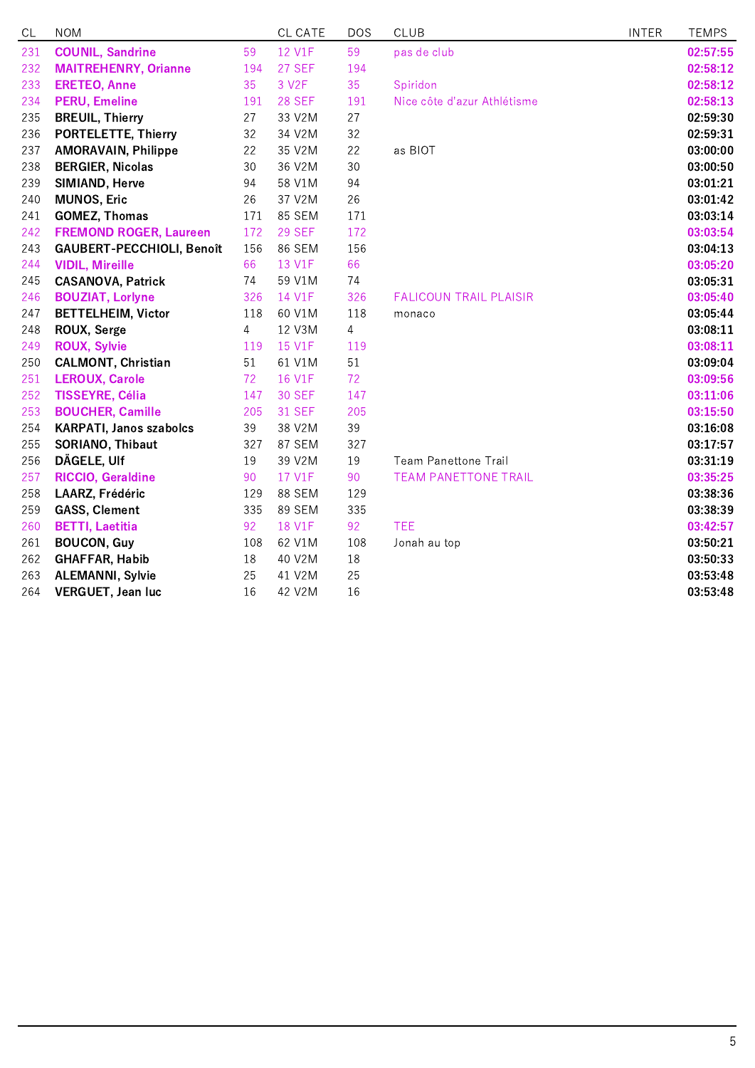| CL | NOM | | CL CATE | DOS | CLUB | INTER | TEMPS |
|---|---|---|---|---|---|---|---|
| 231 | **COUNIL, Sandrine** | 59 | 12 V1F | 59 | pas de club | | **02:57:55** |
| 232 | **MAITREHENRY, Orianne** | 194 | 27 SEF | 194 | | | **02:58:12** |
| 233 | **ERETEO, Anne** | 35 | 3 V2F | 35 | Spiridon | | **02:58:12** |
| 234 | **PERU, Emeline** | 191 | 28 SEF | 191 | Nice côte d'azur Athlétisme | | **02:58:13** |
| 235 | **BREUIL, Thierry** | 27 | 33 V2M | 27 | | | **02:59:30** |
| 236 | **PORTELETTE, Thierry** | 32 | 34 V2M | 32 | | | **02:59:31** |
| 237 | **AMORAVAIN, Philippe** | 22 | 35 V2M | 22 | as BIOT | | **03:00:00** |
| 238 | **BERGIER, Nicolas** | 30 | 36 V2M | 30 | | | **03:00:50** |
| 239 | **SIMIAND, Herve** | 94 | 58 V1M | 94 | | | **03:01:21** |
| 240 | **MUNOS, Eric** | 26 | 37 V2M | 26 | | | **03:01:42** |
| 241 | **GOMEZ, Thomas** | 171 | 85 SEM | 171 | | | **03:03:14** |
| 242 | **FREMOND ROGER, Laureen** | 172 | 29 SEF | 172 | | | **03:03:54** |
| 243 | **GAUBERT-PECCHIOLI, Benoît** | 156 | 86 SEM | 156 | | | **03:04:13** |
| 244 | **VIDIL, Mireille** | 66 | 13 V1F | 66 | | | **03:05:20** |
| 245 | **CASANOVA, Patrick** | 74 | 59 V1M | 74 | | | **03:05:31** |
| 246 | **BOUZIAT, Lorlyne** | 326 | 14 V1F | 326 | FALICOUN TRAIL PLAISIR | | **03:05:40** |
| 247 | **BETTELHEIM, Victor** | 118 | 60 V1M | 118 | monaco | | **03:05:44** |
| 248 | **ROUX, Serge** | 4 | 12 V3M | 4 | | | **03:08:11** |
| 249 | **ROUX, Sylvie** | 119 | 15 V1F | 119 | | | **03:08:11** |
| 250 | **CALMONT, Christian** | 51 | 61 V1M | 51 | | | **03:09:04** |
| 251 | **LEROUX, Carole** | 72 | 16 V1F | 72 | | | **03:09:56** |
| 252 | **TISSEYRE, Célia** | 147 | 30 SEF | 147 | | | **03:11:06** |
| 253 | **BOUCHER, Camille** | 205 | 31 SEF | 205 | | | **03:15:50** |
| 254 | **KARPATI, Janos szabolcs** | 39 | 38 V2M | 39 | | | **03:16:08** |
| 255 | **SORIANO, Thibaut** | 327 | 87 SEM | 327 | | | **03:17:57** |
| 256 | **DÄGELE, Ulf** | 19 | 39 V2M | 19 | Team Panettone Trail | | **03:31:19** |
| 257 | **RICCIO, Geraldine** | 90 | 17 V1F | 90 | TEAM PANETTONE TRAIL | | **03:35:25** |
| 258 | **LAARZ, Frédéric** | 129 | 88 SEM | 129 | | | **03:38:36** |
| 259 | **GASS, Clement** | 335 | 89 SEM | 335 | | | **03:38:39** |
| 260 | **BETTI, Laetitia** | 92 | 18 V1F | 92 | TEE | | **03:42:57** |
| 261 | **BOUCON, Guy** | 108 | 62 V1M | 108 | Jonah au top | | **03:50:21** |
| 262 | **GHAFFAR, Habib** | 18 | 40 V2M | 18 | | | **03:50:33** |
| 263 | **ALEMANNI, Sylvie** | 25 | 41 V2M | 25 | | | **03:53:48** |
| 264 | **VERGUET, Jean luc** | 16 | 42 V2M | 16 | | | **03:53:48** |